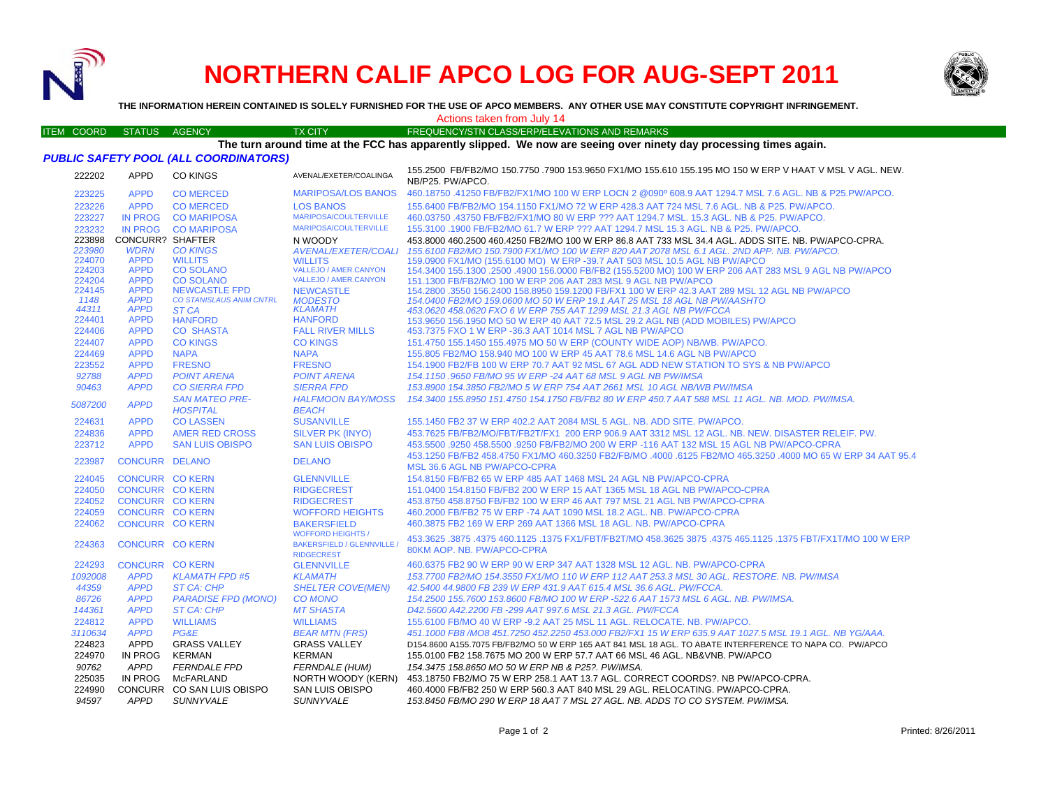# NORTHERN CALIF APCO LOG FOR AUG-SEPT 2011

**THE INFORMATION HEREIN CONTAINED IS SOLELY FURNISHED FOR THE USE OF APCO MEMBERS. ANY OTHER USE MAY CONSTITUTE COPYRIGHT INFRINGEMENT.**

Actions taken from July 14

**The turn around time at the FCC has apparently slipped. We now are seeing over ninety day processing times again.**

### *PUBLIC SAFETY POOL (ALL COORDINATORS)*

| ITEM COORD | STATUS | AGENCY | TX CITY | FREQUENCY/STN CLASS/ERP/ELEVATIONS AND REMARKS |
|---|---|---|---|---|
| 222202 | APPD | CO KINGS | AVENAL/EXETER/COALINGA | 155.2500 FB/FB2/MO 150.7750 .7900 153.9650 FX1/MO 155.610 155.195 MO 150 W ERP V HAAT V MSL V AGL. NEW. NB/P25. PW/APCO. |
| 223225 | APPD | CO MERCED | MARIPOSA/LOS BANOS | 460.18750 .41250 FB/FB2/FX1/MO 100 W ERP LOCN 2 @090º 608.9 AAT 1294.7 MSL 7.6 AGL. NB & P25.PW/APCO. |
| 223226 | APPD | CO MERCED | LOS BANOS | 155.6400 FB/FB2/MO 154.1150 FX1/MO 72 W ERP 428.3 AAT 724 MSL 7.6 AGL. NB & P25. PW/APCO. |
| 223227 | IN PROG | CO MARIPOSA | MARIPOSA/COULTERVILLE | 460.03750 .43750 FB/FB2/FX1/MO 80 W ERP ??? AAT 1294.7 MSL. 15.3 AGL. NB & P25. PW/APCO. |
| 223232 | IN PROG | CO MARIPOSA | MARIPOSA/COULTERVILLE | 155.3100 .1900 FB/FB2/MO 61.7 W ERP ??? AAT 1294.7 MSL 15.3 AGL. NB & P25. PW/APCO. |
| 223898 | CONCURR? | SHAFTER | N WOODY | 453.8000 460.2500 460.4250 FB2/MO 100 W ERP 86.8 AAT 733 MSL 34.4 AGL. ADDS SITE. NB. PW/APCO-CPRA. |
| *223980* | *WDRN* | *CO KINGS* | *AVENAL/EXETER/COALI* | *155.6100 FB2/MO 150.7900 FX1/MO 100 W ERP 820 AAT 2078 MSL 6.1 AGL. 2ND APP. NB. PW/APCO.* |
| 224070 | APPD | WILLITS | WILLITS | 159.0900 FX1/MO (155.6100 MO) W ERP -39.7 AAT 503 MSL 10.5 AGL NB PW/APCO |
| 224203 | APPD | CO SOLANO | VALLEJO / AMER.CANYON | 154.3400 155.1300 .2500 .4900 156.0000 FB/FB2 (155.5200 MO) 100 W ERP 206 AAT 283 MSL 9 AGL NB PW/APCO |
| 224204 | APPD | CO SOLANO | VALLEJO / AMER.CANYON | 151.1300 FB/FB2/MO 100 W ERP 206 AAT 283 MSL 9 AGL NB PW/APCO |
| 224145 | APPD | NEWCASTLE FPD | NEWCASTLE | 154.2800 .3550 156.2400 158.8950 159.1200 FB/FX1 100 W ERP 42.3 AAT 289 MSL 12 AGL NB PW/APCO |
| *1148* | *APPD* | *CO STANISLAUS ANIM CNTRL* | *MODESTO* | *154.0400 FB2/MO 159.0600 MO 50 W ERP 19.1 AAT 25 MSL 18 AGL NB PW/AASHTO* |
| *44311* | *APPD* | *ST CA* | *KLAMATH* | *453.0620 458.0620 FXO 6 W ERP 755 AAT 1299 MSL 21.3 AGL NB PW/FCCA* |
| 224401 | APPD | HANFORD | HANFORD | 153.9650 156.1950 MO 50 W ERP 40 AAT 72.5 MSL 29.2 AGL NB (ADD MOBILES) PW/APCO |
| 224406 | APPD | CO SHASTA | FALL RIVER MILLS | 453.7375 FXO 1 W ERP -36.3 AAT 1014 MSL 7 AGL NB PW/APCO |
| 224407 | APPD | CO KINGS | CO KINGS | 151.4750 155.1450 155.4975 MO 50 W ERP (COUNTY WIDE AOP) NB/WB. PW/APCO. |
| 224469 | APPD | NAPA | NAPA | 155.805 FB2/MO 158.940 MO 100 W ERP 45 AAT 78.6 MSL 14.6 AGL NB PW/APCO |
| 223552 | APPD | FRESNO | FRESNO | 154.1900 FB2/FB 100 W ERP 70.7 AAT 92 MSL 67 AGL ADD NEW STATION TO SYS & NB PW/APCO |
| *92788* | *APPD* | *POINT ARENA* | *POINT ARENA* | *154.1150 .9650 FB/MO 95 W ERP -24 AAT 68 MSL 9 AGL NB PW/IMSA* |
| *90463* | *APPD* | *CO SIERRA FPD* | *SIERRA FPD* | *153.8900 154.3850 FB2/MO 5 W ERP 754 AAT 2661 MSL 10 AGL NB/WB PW/IMSA* |
| *5087200* | *APPD* | *SAN MATEO PRE-HOSPITAL* | *HALFMOON BAY/MOSS BEACH* | *154.3400 155.8950 151.4750 154.1750 FB/FB2 80 W ERP 450.7 AAT 588 MSL 11 AGL. NB. MOD. PW/IMSA.* |
| 224631 | APPD | CO LASSEN | SUSANVILLE | 155.1450 FB2 37 W ERP 402.2 AAT 2084 MSL 5 AGL. NB. ADD SITE. PW/APCO. |
| 224836 | APPD | AMER RED CROSS | SILVER PK (INYO) | 453.7625 FB/FB2/MO/FBT/FB2T/FX1 200 ERP 906.9 AAT 3312 MSL 12 AGL. NB. NEW. DISASTER RELEIF. PW. |
| 223712 | APPD | SAN LUIS OBISPO | SAN LUIS OBISPO | 453.5500 .9250 458.5500 .9250 FB/FB2/MO 200 W ERP -116 AAT 132 MSL 15 AGL NB PW/APCO-CPRA |
| 223987 | CONCURR | DELANO | DELANO | 453.1250 FB/FB2 458.4750 FX1/MO 460.3250 FB2/FB/MO .4000 .6125 FB2/MO 465.3250 .4000 MO 65 W ERP 34 AAT 95.4 MSL 36.6 AGL NB PW/APCO-CPRA |
| 224045 | CONCURR | CO KERN | GLENNVILLE | 154.8150 FB/FB2 65 W ERP 485 AAT 1468 MSL 24 AGL NB PW/APCO-CPRA |
| 224050 | CONCURR | CO KERN | RIDGECREST | 151.0400 154.8150 FB/FB2 200 W ERP 15 AAT 1365 MSL 18 AGL NB PW/APCO-CPRA |
| 224052 | CONCURR | CO KERN | RIDGECREST | 453.8750 458.8750 FB/FB2 100 W ERP 46 AAT 797 MSL 21 AGL NB PW/APCO-CPRA |
| 224059 | CONCURR | CO KERN | WOFFORD HEIGHTS | 460.2000 FB/FB2 75 W ERP -74 AAT 1090 MSL 18.2 AGL. NB. PW/APCO-CPRA |
| 224062 | CONCURR | CO KERN | BAKERSFIELD | 460.3875 FB2 169 W ERP 269 AAT 1366 MSL 18 AGL. NB. PW/APCO-CPRA |
| 224363 | CONCURR | CO KERN | WOFFORD HEIGHTS / BAKERSFIELD / GLENNVILLE / RIDGECREST | 453.3625 .3875 .4375 460.1125 .1375 FX1/FBT/FB2T/MO 458.3625 3875 .4375 465.1125 .1375 FBT/FX1T/MO 100 W ERP 80KM AOP. NB. PW/APCO-CPRA |
| 224293 | CONCURR | CO KERN | GLENNVILLE | 460.6375 FB2 90 W ERP 90 W ERP 347 AAT 1328 MSL 12 AGL. NB. PW/APCO-CPRA |
| *1092008* | *APPD* | *KLAMATH FPD #5* | *KLAMATH* | *153.7700 FB2/MO 154.3550 FX1/MO 110 W ERP 112 AAT 253.3 MSL 30 AGL. RESTORE. NB. PW/IMSA* |
| *44359* | *APPD* | *ST CA: CHP* | *SHELTER COVE(MEN)* | *42.5400 44.9800 FB 239 W ERP 431.9 AAT 615.4 MSL 36.6 AGL. PW/FCCA.* |
| *86726* | *APPD* | *PARADISE FPD (MONO)* | *CO MONO* | *154.2500 155.7600 153.8600 FB/MO 100 W ERP -522.6 AAT 1573 MSL 6 AGL. NB. PW/IMSA.* |
| *144361* | *APPD* | *ST CA: CHP* | *MT SHASTA* | *D42.5600 A42.2200 FB -299 AAT 997.6 MSL 21.3 AGL. PW/FCCA* |
| 224812 | APPD | WILLIAMS | WILLIAMS | 155.6100 FB/MO 40 W ERP -9.2 AAT 25 MSL 11 AGL. RELOCATE. NB. PW/APCO. |
| *3110634* | *APPD* | *PG&E* | *BEAR MTN (FRS)* | *451.1000 FB8 /MO8 451.7250 452.2250 453.000 FB2/FX1 15 W ERP 635.9 AAT 1027.5 MSL 19.1 AGL. NB YG/AAA.* |
| 224823 | APPD | GRASS VALLEY | GRASS VALLEY | D154.8600 A155.7075 FB/FB2/MO 50 W ERP 165 AAT 841 MSL 18 AGL. TO ABATE INTERFERENCE TO NAPA CO. PW/APCO |
| 224970 | IN PROG | KERMAN | KERMAN | 155.0100 FB2 158.7675 MO 200 W ERP 57.7 AAT 66 MSL 46 AGL. NB&VNB. PW/APCO |
| *90762* | *APPD* | *FERNDALE FPD* | *FERNDALE (HUM)* | *154.3475 158.8650 MO 50 W ERP NB & P25?. PW/IMSA.* |
| 225035 | IN PROG | McFARLAND | NORTH WOODY (KERN) | 453.18750 FB2/MO 75 W ERP 258.1 AAT 13.7 AGL. CORRECT COORDS?. NB PW/APCO-CPRA. |
| 224990 | CONCURR | CO SAN LUIS OBISPO | SAN LUIS OBISPO | 460.4000 FB/FB2 250 W ERP 560.3 AAT 840 MSL 29 AGL. RELOCATING. PW/APCO-CPRA. |
| *94597* | *APPD* | *SUNNYVALE* | *SUNNYVALE* | *153.8450 FB/MO 290 W ERP 18 AAT 7 MSL 27 AGL. NB. ADDS TO CO SYSTEM. PW/IMSA.* |

Printed: 8/26/2011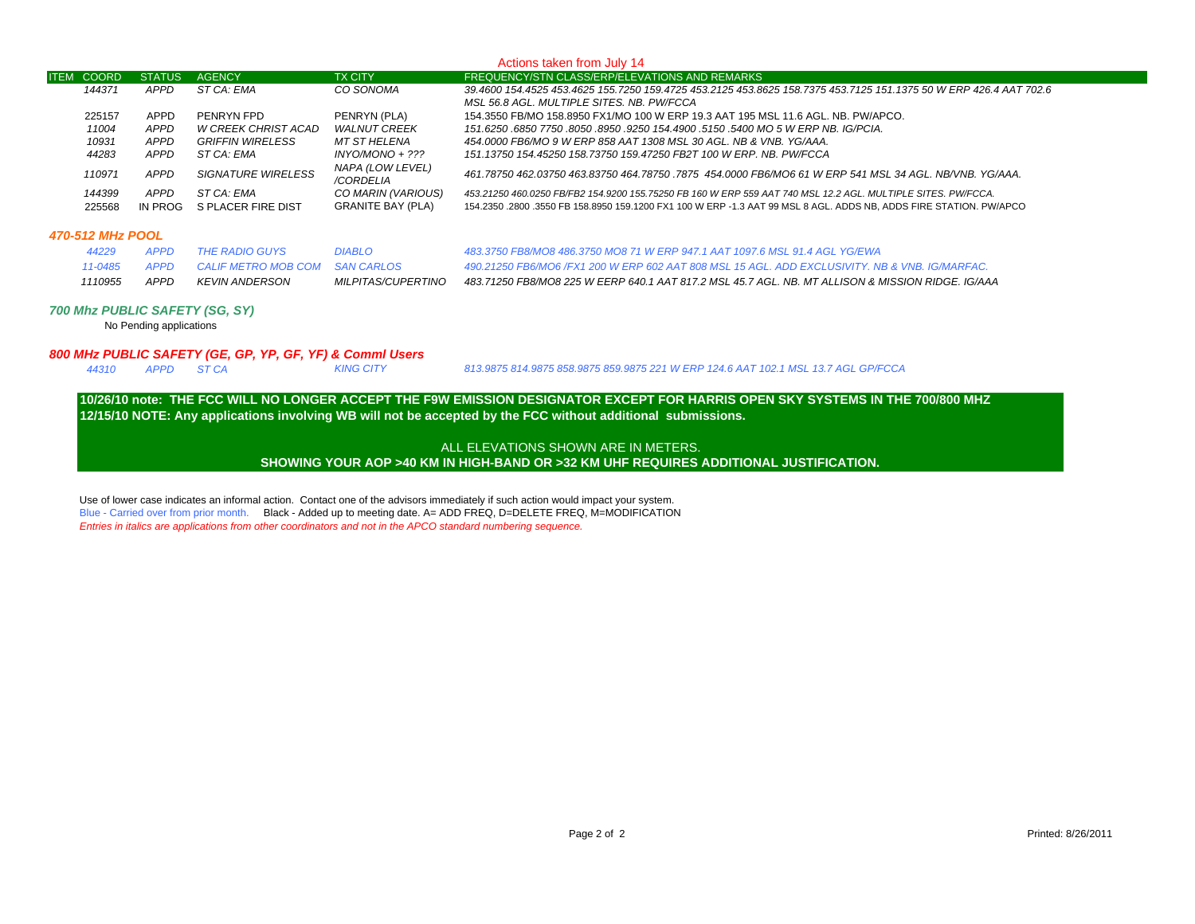Actions taken from July 14

| ITEM | COORD | STATUS | AGENCY | TX CITY | FREQUENCY/STN CLASS/ERP/ELEVATIONS AND REMARKS |
|---|---|---|---|---|---|
| | *144371* | *APPD* | *ST CA: EMA* | *CO SONOMA* | *39.4600 154.4525 453.4625 155.7250 159.4725 453.2125 453.8625 158.7375 453.7125 151.1375 50 W ERP 426.4 AAT 702.6 MSL 56.8 AGL. MULTIPLE SITES. NB. PW/FCCA* |
| | 225157 | APPD | PENRYN FPD | PENRYN (PLA) | 154.3550 FB/MO 158.8950 FX1/MO 100 W ERP 19.3 AAT 195 MSL 11.6 AGL. NB. PW/APCO. |
| | *11004* | *APPD* | *W CREEK CHRIST ACAD* | *WALNUT CREEK* | *151.6250 .6850 7750 .8050 .8950 .9250 154.4900 .5150 .5400 MO 5 W ERP NB. IG/PCIA.* |
| | *10931* | *APPD* | *GRIFFIN WIRELESS* | *MT ST HELENA* | *454.0000 FB6/MO 9 W ERP 858 AAT 1308 MSL 30 AGL. NB & VNB. YG/AAA.* |
| | *44283* | *APPD* | *ST CA: EMA* | *INYO/MONO + ???* | *151.13750 154.45250 158.73750 159.47250 FB2T 100 W ERP. NB. PW/FCCA* |
| | *110971* | *APPD* | *SIGNATURE WIRELESS* | *NAPA (LOW LEVEL) /CORDELIA* | *461.78750 462.03750 463.83750 464.78750 .7875 454.0000 FB6/MO6 61 W ERP 541 MSL 34 AGL. NB/VNB. YG/AAA.* |
| | *144399* | *APPD* | *ST CA: EMA* | *CO MARIN (VARIOUS)* | *453.21250 460.0250 FB/FB2 154.9200 155.75250 FB 160 W ERP 559 AAT 740 MSL 12.2 AGL. MULTIPLE SITES. PW/FCCA.* |
| | 225568 | IN PROG | S PLACER FIRE DIST | GRANITE BAY (PLA) | 154.2350 .2800 .3550 FB 158.8950 159.1200 FX1 100 W ERP -1.3 AAT 99 MSL 8 AGL. ADDS NB, ADDS FIRE STATION. PW/APCO |

### *470-512 MHz POOL*

| | | | | | |
|---|---|---|---|---|---|
| | *44229* | *APPD* | *THE RADIO GUYS* | *DIABLO* | *483.3750 FB8/MO8 486.3750 MO8 71 W ERP 947.1 AAT 1097.6 MSL 91.4 AGL YG/EWA* |
| | *11-0485* | *APPD* | *CALIF METRO MOB COM* | *SAN CARLOS* | *490.21250 FB6/MO6 /FX1 200 W ERP 602 AAT 808 MSL 15 AGL. ADD EXCLUSIVITY. NB & VNB. IG/MARFAC.* |
| | *1110955* | *APPD* | *KEVIN ANDERSON* | *MILPITAS/CUPERTINO* | *483.71250 FB8/MO8 225 W EERP 640.1 AAT 817.2 MSL 45.7 AGL. NB. MT ALLISON & MISSION RIDGE. IG/AAA* |

### *700 Mhz PUBLIC SAFETY (SG, SY)*

No Pending applications

### *800 MHz PUBLIC SAFETY (GE, GP, YP, GF, YF) & Comml Users*

| | | | | | |
|---|---|---|---|---|---|
| | *44310* | *APPD* | *ST CA* | *KING CITY* | *813.9875 814.9875 858.9875 859.9875 221 W ERP 124.6 AAT 102.1 MSL 13.7 AGL GP/FCCA* |

**10/26/10 note: THE FCC WILL NO LONGER ACCEPT THE F9W EMISSION DESIGNATOR EXCEPT FOR HARRIS OPEN SKY SYSTEMS IN THE 700/800 MHZ**
**12/15/10 NOTE: Any applications involving WB will not be accepted by the FCC without additional submissions.**

ALL ELEVATIONS SHOWN ARE IN METERS.
**SHOWING YOUR AOP >40 KM IN HIGH-BAND OR >32 KM UHF REQUIRES ADDITIONAL JUSTIFICATION.**

Use of lower case indicates an informal action. Contact one of the advisors immediately if such action would impact your system.
Blue - Carried over from prior month. Black - Added up to meeting date. A= ADD FREQ, D=DELETE FREQ, M=MODIFICATION
*Entries in italics are applications from other coordinators and not in the APCO standard numbering sequence.*

Printed: 8/26/2011